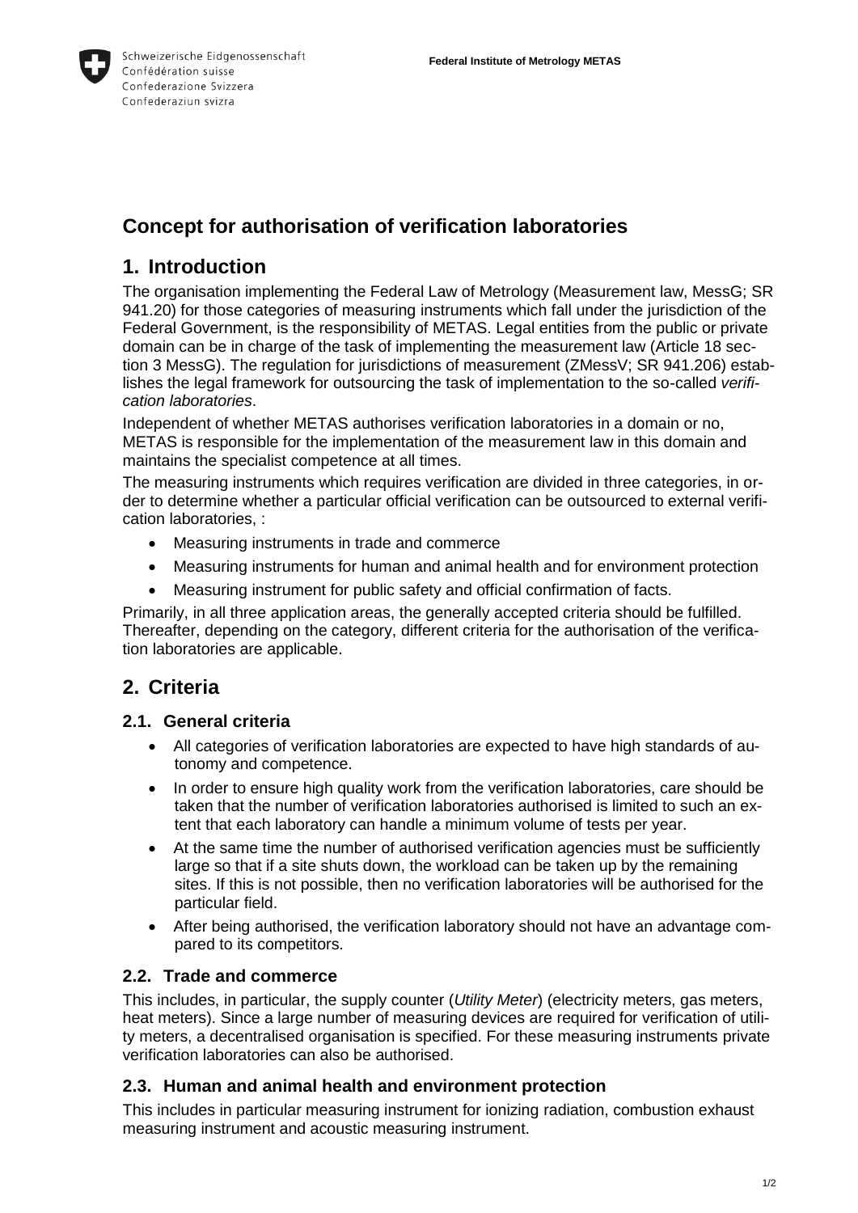# Concept for authorisation of verification laboratories

## 1. Introduction

The organisation implementing the Federal Law of Metrology (Measurement law, MessG; SR 941.20) for those categories of measuring instruments which fall under the jurisdiction of the Federal Government, is the responsibility of METAS. Legal entities from the public or private domain can be in charge of the task of implementing the measurement law (Article 18 section 3 MessG). The regulation for jurisdictions of measurement (ZMessV; SR 941.206) establishes the legal framework for outsourcing the task of implementation to the so-called *verification laboratories*.

Independent of whether METAS authorises verification laboratories in a domain or no, METAS is responsible for the implementation of the measurement law in this domain and maintains the specialist competence at all times.

The measuring instruments which requires verification are divided in three categories, in order to determine whether a particular official verification can be outsourced to external verification laboratories, :

- Measuring instruments in trade and commerce
- Measuring instruments for human and animal health and for environment protection
- Measuring instrument for public safety and official confirmation of facts.

Primarily, in all three application areas, the generally accepted criteria should be fulfilled. Thereafter, depending on the category, different criteria for the authorisation of the verification laboratories are applicable.

## 2. Criteria

### 2.1. General criteria

- All categories of verification laboratories are expected to have high standards of autonomy and competence.
- In order to ensure high quality work from the verification laboratories, care should be taken that the number of verification laboratories authorised is limited to such an extent that each laboratory can handle a minimum volume of tests per year.
- At the same time the number of authorised verification agencies must be sufficiently large so that if a site shuts down, the workload can be taken up by the remaining sites. If this is not possible, then no verification laboratories will be authorised for the particular field.
- After being authorised, the verification laboratory should not have an advantage compared to its competitors.

### 2.2. Trade and commerce

This includes, in particular, the supply counter (*Utility Meter*) (electricity meters, gas meters, heat meters). Since a large number of measuring devices are required for verification of utility meters, a decentralised organisation is specified. For these measuring instruments private verification laboratories can also be authorised.

### 2.3. Human and animal health and environment protection

This includes in particular measuring instrument for ionizing radiation, combustion exhaust measuring instrument and acoustic measuring instrument.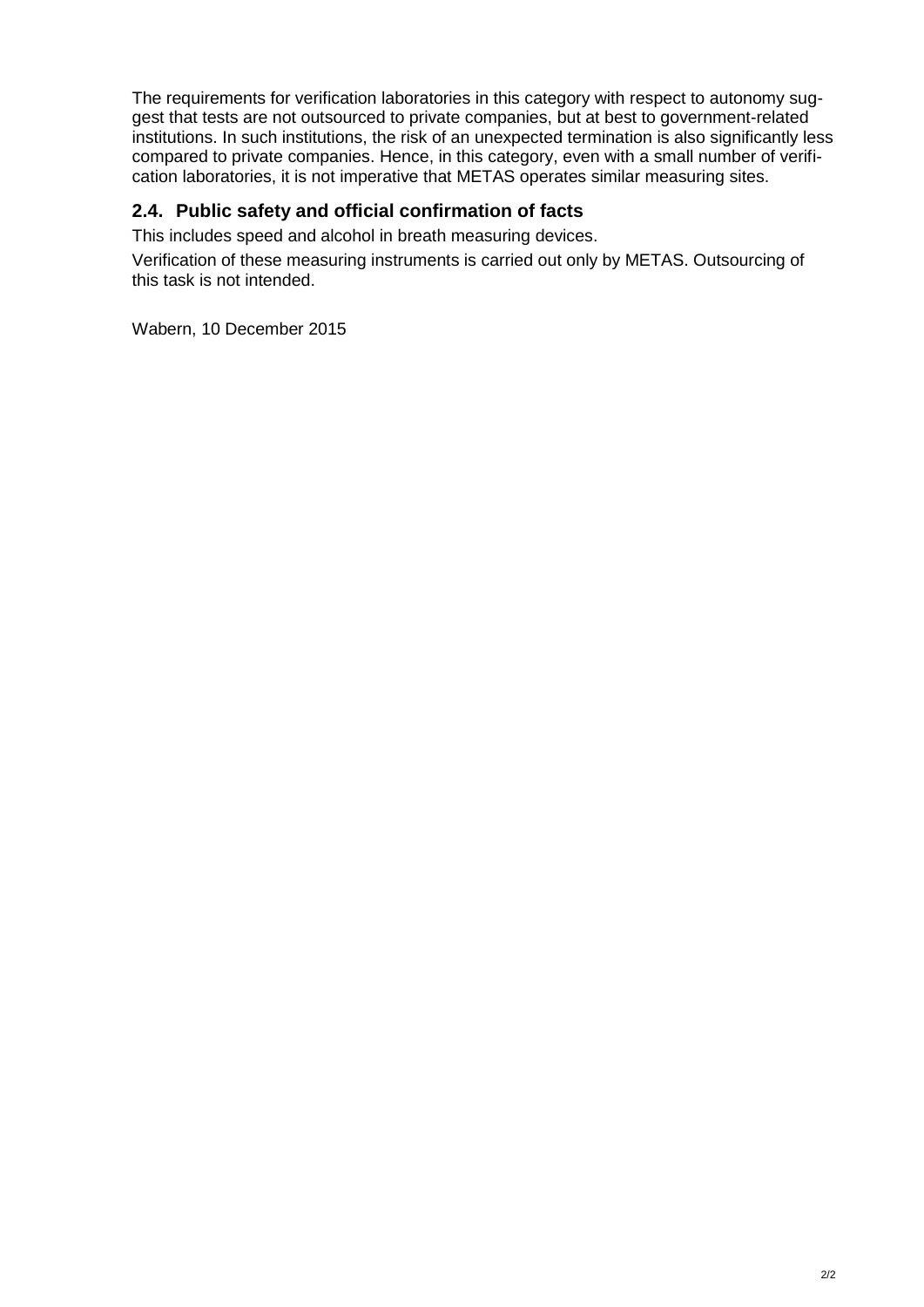The requirements for verification laboratories in this category with respect to autonomy suggest that tests are not outsourced to private companies, but at best to government-related institutions. In such institutions, the risk of an unexpected termination is also significantly less compared to private companies. Hence, in this category, even with a small number of verification laboratories, it is not imperative that METAS operates similar measuring sites.

## 2.4. Public safety and official confirmation of facts

This includes speed and alcohol in breath measuring devices.

Verification of these measuring instruments is carried out only by METAS. Outsourcing of this task is not intended.

Wabern, 10 December 2015